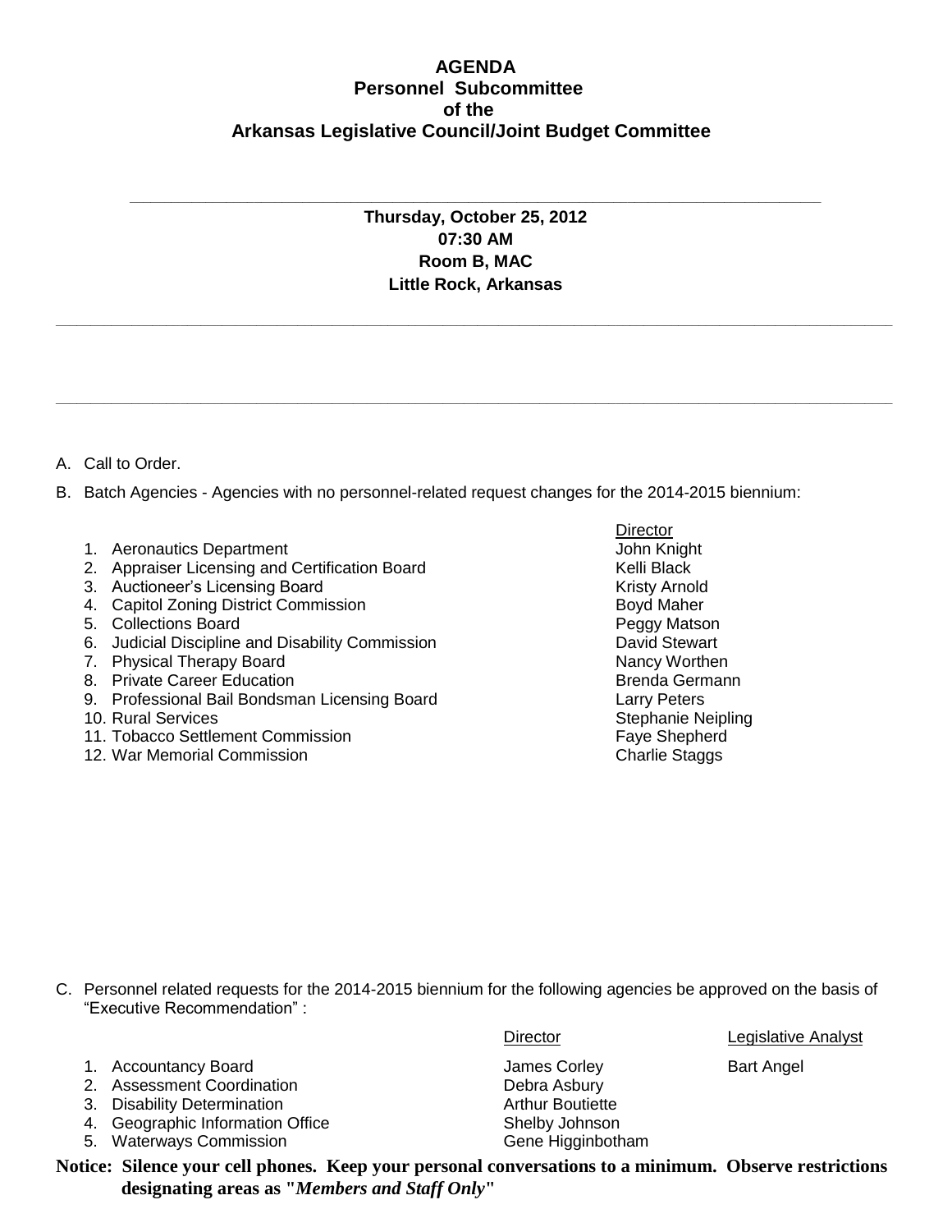# AGENDA
## Personnel Subcommittee
## of the
## Arkansas Legislative Council/Joint Budget Committee

**Thursday, October 25, 2012**
**07:30 AM**
**Room B, MAC**
**Little Rock, Arkansas**

---

A. Call to Order.

B. Batch Agencies - Agencies with no personnel-related request changes for the 2014-2015 biennium:

| | Director |
|---|---|
| 1. Aeronautics Department | John Knight |
| 2. Appraiser Licensing and Certification Board | Kelli Black |
| 3. Auctioneer's Licensing Board | Kristy Arnold |
| 4. Capitol Zoning District Commission | Boyd Maher |
| 5. Collections Board | Peggy Matson |
| 6. Judicial Discipline and Disability Commission | David Stewart |
| 7. Physical Therapy Board | Nancy Worthen |
| 8. Private Career Education | Brenda Germann |
| 9. Professional Bail Bondsman Licensing Board | Larry Peters |
| 10. Rural Services | Stephanie Neipling |
| 11. Tobacco Settlement Commission | Faye Shepherd |
| 12. War Memorial Commission | Charlie Staggs |

C. Personnel related requests for the 2014-2015 biennium for the following agencies be approved on the basis of "Executive Recommendation" :

| | Director | Legislative Analyst |
|---|---|---|
| 1. Accountancy Board | James Corley | Bart Angel |
| 2. Assessment Coordination | Debra Asbury | |
| 3. Disability Determination | Arthur Boutiette | |
| 4. Geographic Information Office | Shelby Johnson | |
| 5. Waterways Commission | Gene Higginbotham | |

**Notice: Silence your cell phones. Keep your personal conversations to a minimum. Observe restrictions designating areas as "*Members and Staff Only*"**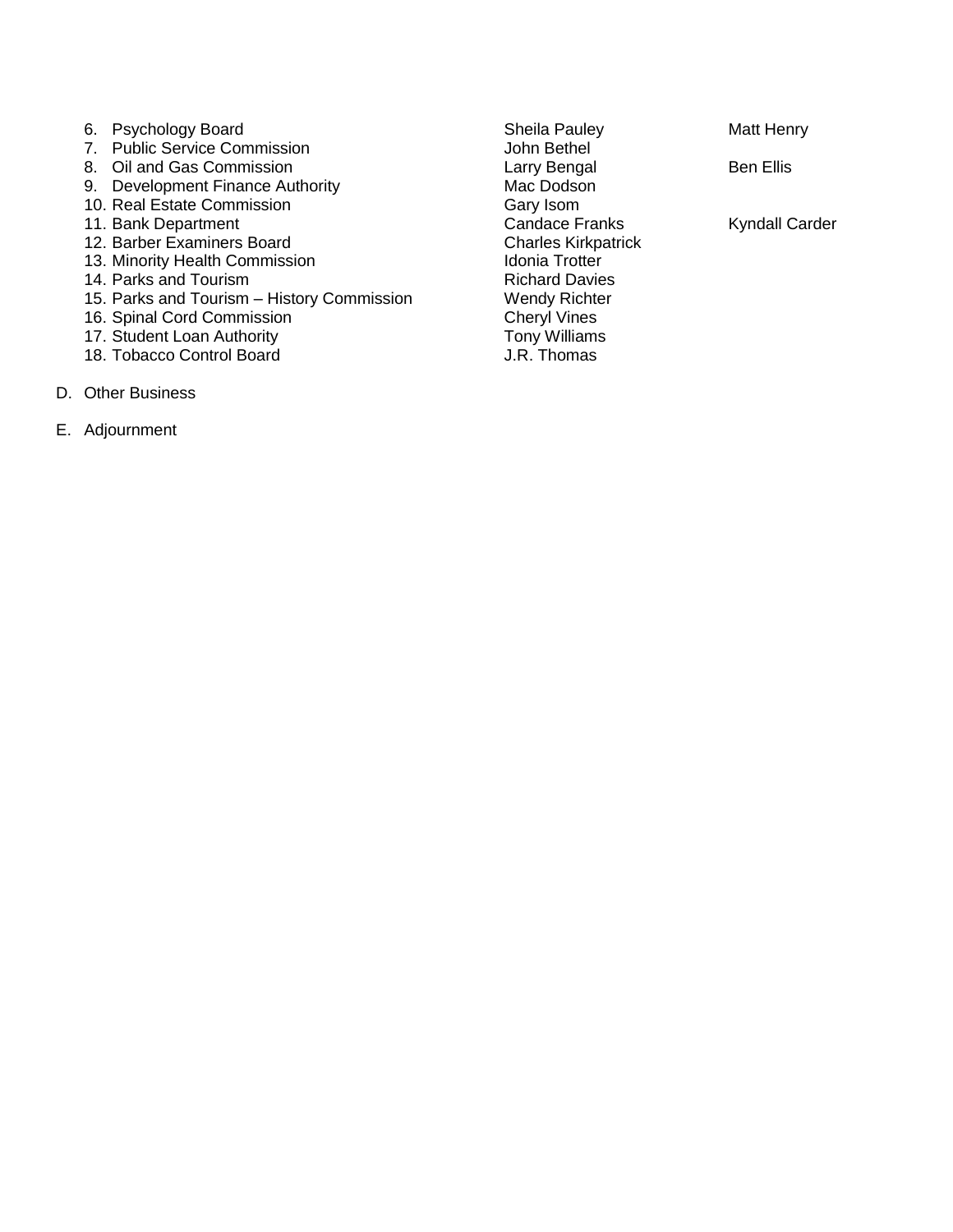| | | |
|---|---|---|
| 6. Psychology Board | Sheila Pauley | Matt Henry |
| 7. Public Service Commission | John Bethel | |
| 8. Oil and Gas Commission | Larry Bengal | Ben Ellis |
| 9. Development Finance Authority | Mac Dodson | |
| 10. Real Estate Commission | Gary Isom | |
| 11. Bank Department | Candace Franks | Kyndall Carder |
| 12. Barber Examiners Board | Charles Kirkpatrick | |
| 13. Minority Health Commission | Idonia Trotter | |
| 14. Parks and Tourism | Richard Davies | |
| 15. Parks and Tourism – History Commission | Wendy Richter | |
| 16. Spinal Cord Commission | Cheryl Vines | |
| 17. Student Loan Authority | Tony Williams | |
| 18. Tobacco Control Board | J.R. Thomas | |

D. Other Business

E. Adjournment